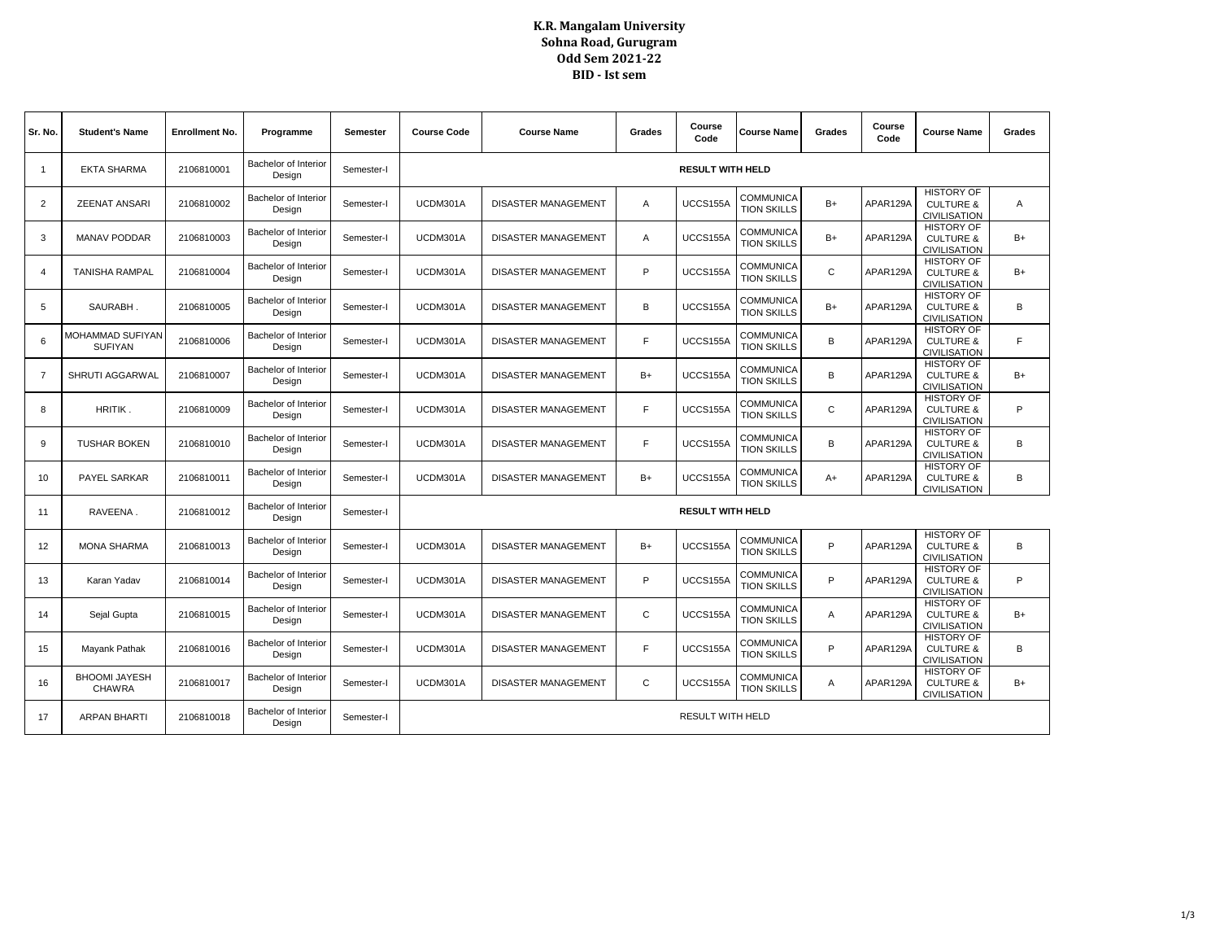# K.R. Mangalam University
## Sohna Road, Gurugram
## Odd Sem 2021-22
## BID - Ist sem

| Sr. No. | Student's Name | Enrollment No. | Programme | Semester | Course Code | Course Name | Grades | Course Code | Course Name | Grades | Course Code | Course Name | Grades |
|---|---|---|---|---|---|---|---|---|---|---|---|---|---|
| 1 | EKTA SHARMA | 2106810001 | Bachelor of Interior Design | Semester-I | **RESULT WITH HELD** | | | | | | | | |
| 2 | ZEENAT ANSARI | 2106810002 | Bachelor of Interior Design | Semester-I | UCDM301A | DISASTER MANAGEMENT | A | UCCS155A | COMMUNICATION SKILLS | B+ | APAR129A | HISTORY OF CULTURE & CIVILISATION | A |
| 3 | MANAV PODDAR | 2106810003 | Bachelor of Interior Design | Semester-I | UCDM301A | DISASTER MANAGEMENT | A | UCCS155A | COMMUNICATION SKILLS | B+ | APAR129A | HISTORY OF CULTURE & CIVILISATION | B+ |
| 4 | TANISHA RAMPAL | 2106810004 | Bachelor of Interior Design | Semester-I | UCDM301A | DISASTER MANAGEMENT | P | UCCS155A | COMMUNICATION SKILLS | C | APAR129A | HISTORY OF CULTURE & CIVILISATION | B+ |
| 5 | SAURABH . | 2106810005 | Bachelor of Interior Design | Semester-I | UCDM301A | DISASTER MANAGEMENT | B | UCCS155A | COMMUNICATION SKILLS | B+ | APAR129A | HISTORY OF CULTURE & CIVILISATION | B |
| 6 | MOHAMMAD SUFIYAN SUFIYAN | 2106810006 | Bachelor of Interior Design | Semester-I | UCDM301A | DISASTER MANAGEMENT | F | UCCS155A | COMMUNICATION SKILLS | B | APAR129A | HISTORY OF CULTURE & CIVILISATION | F |
| 7 | SHRUTI AGGARWAL | 2106810007 | Bachelor of Interior Design | Semester-I | UCDM301A | DISASTER MANAGEMENT | B+ | UCCS155A | COMMUNICATION SKILLS | B | APAR129A | HISTORY OF CULTURE & CIVILISATION | B+ |
| 8 | HRITIK . | 2106810009 | Bachelor of Interior Design | Semester-I | UCDM301A | DISASTER MANAGEMENT | F | UCCS155A | COMMUNICATION SKILLS | C | APAR129A | HISTORY OF CULTURE & CIVILISATION | P |
| 9 | TUSHAR BOKEN | 2106810010 | Bachelor of Interior Design | Semester-I | UCDM301A | DISASTER MANAGEMENT | F | UCCS155A | COMMUNICATION SKILLS | B | APAR129A | HISTORY OF CULTURE & CIVILISATION | B |
| 10 | PAYEL SARKAR | 2106810011 | Bachelor of Interior Design | Semester-I | UCDM301A | DISASTER MANAGEMENT | B+ | UCCS155A | COMMUNICATION SKILLS | A+ | APAR129A | HISTORY OF CULTURE & CIVILISATION | B |
| 11 | RAVEENA . | 2106810012 | Bachelor of Interior Design | Semester-I | **RESULT WITH HELD** | | | | | | | | |
| 12 | MONA SHARMA | 2106810013 | Bachelor of Interior Design | Semester-I | UCDM301A | DISASTER MANAGEMENT | B+ | UCCS155A | COMMUNICATION SKILLS | P | APAR129A | HISTORY OF CULTURE & CIVILISATION | B |
| 13 | Karan Yadav | 2106810014 | Bachelor of Interior Design | Semester-I | UCDM301A | DISASTER MANAGEMENT | P | UCCS155A | COMMUNICATION SKILLS | P | APAR129A | HISTORY OF CULTURE & CIVILISATION | P |
| 14 | Sejal Gupta | 2106810015 | Bachelor of Interior Design | Semester-I | UCDM301A | DISASTER MANAGEMENT | C | UCCS155A | COMMUNICATION SKILLS | A | APAR129A | HISTORY OF CULTURE & CIVILISATION | B+ |
| 15 | Mayank Pathak | 2106810016 | Bachelor of Interior Design | Semester-I | UCDM301A | DISASTER MANAGEMENT | F | UCCS155A | COMMUNICATION SKILLS | P | APAR129A | HISTORY OF CULTURE & CIVILISATION | B |
| 16 | BHOOMI JAYESH CHAWRA | 2106810017 | Bachelor of Interior Design | Semester-I | UCDM301A | DISASTER MANAGEMENT | C | UCCS155A | COMMUNICATION SKILLS | A | APAR129A | HISTORY OF CULTURE & CIVILISATION | B+ |
| 17 | ARPAN BHARTI | 2106810018 | Bachelor of Interior Design | Semester-I | RESULT WITH HELD | | | | | | | | |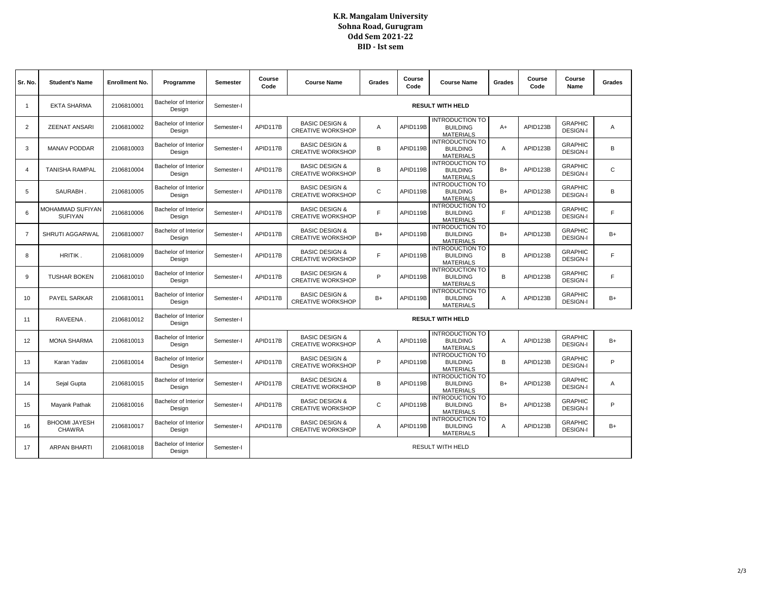**K.R. Mangalam University**
**Sohna Road, Gurugram**
**Odd Sem 2021-22**
**BID - Ist sem**

| Sr. No. | Student's Name | Enrollment No. | Programme | Semester | Course Code | Course Name | Grades | Course Code | Course Name | Grades | Course Code | Course Name | Grades |
|---|---|---|---|---|---|---|---|---|---|---|---|---|---|
| 1 | EKTA SHARMA | 2106810001 | Bachelor of Interior Design | Semester-I | **RESULT WITH HELD** | | | | | | | | |
| 2 | ZEENAT ANSARI | 2106810002 | Bachelor of Interior Design | Semester-I | APID117B | BASIC DESIGN & CREATIVE WORKSHOP | A | APID119B | INTRODUCTION TO BUILDING MATERIALS | A+ | APID123B | GRAPHIC DESIGN-I | A |
| 3 | MANAV PODDAR | 2106810003 | Bachelor of Interior Design | Semester-I | APID117B | BASIC DESIGN & CREATIVE WORKSHOP | B | APID119B | INTRODUCTION TO BUILDING MATERIALS | A | APID123B | GRAPHIC DESIGN-I | B |
| 4 | TANISHA RAMPAL | 2106810004 | Bachelor of Interior Design | Semester-I | APID117B | BASIC DESIGN & CREATIVE WORKSHOP | B | APID119B | INTRODUCTION TO BUILDING MATERIALS | B+ | APID123B | GRAPHIC DESIGN-I | C |
| 5 | SAURABH . | 2106810005 | Bachelor of Interior Design | Semester-I | APID117B | BASIC DESIGN & CREATIVE WORKSHOP | C | APID119B | INTRODUCTION TO BUILDING MATERIALS | B+ | APID123B | GRAPHIC DESIGN-I | B |
| 6 | MOHAMMAD SUFIYAN SUFIYAN | 2106810006 | Bachelor of Interior Design | Semester-I | APID117B | BASIC DESIGN & CREATIVE WORKSHOP | F | APID119B | INTRODUCTION TO BUILDING MATERIALS | F | APID123B | GRAPHIC DESIGN-I | F |
| 7 | SHRUTI AGGARWAL | 2106810007 | Bachelor of Interior Design | Semester-I | APID117B | BASIC DESIGN & CREATIVE WORKSHOP | B+ | APID119B | INTRODUCTION TO BUILDING MATERIALS | B+ | APID123B | GRAPHIC DESIGN-I | B+ |
| 8 | HRITIK . | 2106810009 | Bachelor of Interior Design | Semester-I | APID117B | BASIC DESIGN & CREATIVE WORKSHOP | F | APID119B | INTRODUCTION TO BUILDING MATERIALS | B | APID123B | GRAPHIC DESIGN-I | F |
| 9 | TUSHAR BOKEN | 2106810010 | Bachelor of Interior Design | Semester-I | APID117B | BASIC DESIGN & CREATIVE WORKSHOP | P | APID119B | INTRODUCTION TO BUILDING MATERIALS | B | APID123B | GRAPHIC DESIGN-I | F |
| 10 | PAYEL SARKAR | 2106810011 | Bachelor of Interior Design | Semester-I | APID117B | BASIC DESIGN & CREATIVE WORKSHOP | B+ | APID119B | INTRODUCTION TO BUILDING MATERIALS | A | APID123B | GRAPHIC DESIGN-I | B+ |
| 11 | RAVEENA . | 2106810012 | Bachelor of Interior Design | Semester-I | **RESULT WITH HELD** | | | | | | | | |
| 12 | MONA SHARMA | 2106810013 | Bachelor of Interior Design | Semester-I | APID117B | BASIC DESIGN & CREATIVE WORKSHOP | A | APID119B | INTRODUCTION TO BUILDING MATERIALS | A | APID123B | GRAPHIC DESIGN-I | B+ |
| 13 | Karan Yadav | 2106810014 | Bachelor of Interior Design | Semester-I | APID117B | BASIC DESIGN & CREATIVE WORKSHOP | P | APID119B | INTRODUCTION TO BUILDING MATERIALS | B | APID123B | GRAPHIC DESIGN-I | P |
| 14 | Sejal Gupta | 2106810015 | Bachelor of Interior Design | Semester-I | APID117B | BASIC DESIGN & CREATIVE WORKSHOP | B | APID119B | INTRODUCTION TO BUILDING MATERIALS | B+ | APID123B | GRAPHIC DESIGN-I | A |
| 15 | Mayank Pathak | 2106810016 | Bachelor of Interior Design | Semester-I | APID117B | BASIC DESIGN & CREATIVE WORKSHOP | C | APID119B | INTRODUCTION TO BUILDING MATERIALS | B+ | APID123B | GRAPHIC DESIGN-I | P |
| 16 | BHOOMI JAYESH CHAWRA | 2106810017 | Bachelor of Interior Design | Semester-I | APID117B | BASIC DESIGN & CREATIVE WORKSHOP | A | APID119B | INTRODUCTION TO BUILDING MATERIALS | A | APID123B | GRAPHIC DESIGN-I | B+ |
| 17 | ARPAN BHARTI | 2106810018 | Bachelor of Interior Design | Semester-I | RESULT WITH HELD | | | | | | | | |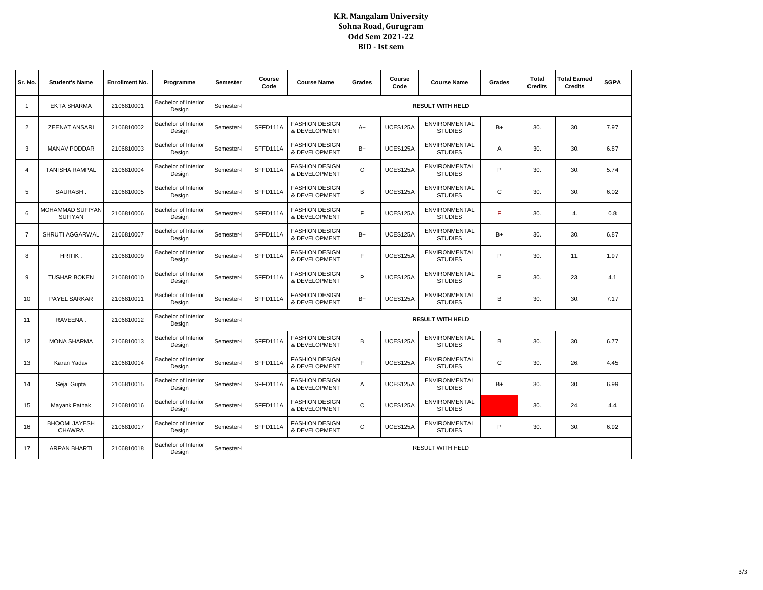# K.R. Mangalam University
## Sohna Road, Gurugram
## Odd Sem 2021-22
## BID - Ist sem

| Sr. No. | Student's Name | Enrollment No. | Programme | Semester | Course Code | Course Name | Grades | Course Code | Course Name | Grades | Total Credits | Total Earned Credits | SGPA |
|---|---|---|---|---|---|---|---|---|---|---|---|---|---|
| 1 | EKTA SHARMA | 2106810001 | Bachelor of Interior Design | Semester-I | **RESULT WITH HELD** | | | | | | | | |
| 2 | ZEENAT ANSARI | 2106810002 | Bachelor of Interior Design | Semester-I | SFFD111A | FASHION DESIGN & DEVELOPMENT | A+ | UCES125A | ENVIRONMENTAL STUDIES | B+ | 30. | 30. | 7.97 |
| 3 | MANAV PODDAR | 2106810003 | Bachelor of Interior Design | Semester-I | SFFD111A | FASHION DESIGN & DEVELOPMENT | B+ | UCES125A | ENVIRONMENTAL STUDIES | A | 30. | 30. | 6.87 |
| 4 | TANISHA RAMPAL | 2106810004 | Bachelor of Interior Design | Semester-I | SFFD111A | FASHION DESIGN & DEVELOPMENT | C | UCES125A | ENVIRONMENTAL STUDIES | P | 30. | 30. | 5.74 |
| 5 | SAURABH . | 2106810005 | Bachelor of Interior Design | Semester-I | SFFD111A | FASHION DESIGN & DEVELOPMENT | B | UCES125A | ENVIRONMENTAL STUDIES | C | 30. | 30. | 6.02 |
| 6 | MOHAMMAD SUFIYAN SUFIYAN | 2106810006 | Bachelor of Interior Design | Semester-I | SFFD111A | FASHION DESIGN & DEVELOPMENT | F | UCES125A | ENVIRONMENTAL STUDIES | F | 30. | 4. | 0.8 |
| 7 | SHRUTI AGGARWAL | 2106810007 | Bachelor of Interior Design | Semester-I | SFFD111A | FASHION DESIGN & DEVELOPMENT | B+ | UCES125A | ENVIRONMENTAL STUDIES | B+ | 30. | 30. | 6.87 |
| 8 | HRITIK . | 2106810009 | Bachelor of Interior Design | Semester-I | SFFD111A | FASHION DESIGN & DEVELOPMENT | F | UCES125A | ENVIRONMENTAL STUDIES | P | 30. | 11. | 1.97 |
| 9 | TUSHAR BOKEN | 2106810010 | Bachelor of Interior Design | Semester-I | SFFD111A | FASHION DESIGN & DEVELOPMENT | P | UCES125A | ENVIRONMENTAL STUDIES | P | 30. | 23. | 4.1 |
| 10 | PAYEL SARKAR | 2106810011 | Bachelor of Interior Design | Semester-I | SFFD111A | FASHION DESIGN & DEVELOPMENT | B+ | UCES125A | ENVIRONMENTAL STUDIES | B | 30. | 30. | 7.17 |
| 11 | RAVEENA . | 2106810012 | Bachelor of Interior Design | Semester-I | **RESULT WITH HELD** | | | | | | | | |
| 12 | MONA SHARMA | 2106810013 | Bachelor of Interior Design | Semester-I | SFFD111A | FASHION DESIGN & DEVELOPMENT | B | UCES125A | ENVIRONMENTAL STUDIES | B | 30. | 30. | 6.77 |
| 13 | Karan Yadav | 2106810014 | Bachelor of Interior Design | Semester-I | SFFD111A | FASHION DESIGN & DEVELOPMENT | F | UCES125A | ENVIRONMENTAL STUDIES | C | 30. | 26. | 4.45 |
| 14 | Sejal Gupta | 2106810015 | Bachelor of Interior Design | Semester-I | SFFD111A | FASHION DESIGN & DEVELOPMENT | A | UCES125A | ENVIRONMENTAL STUDIES | B+ | 30. | 30. | 6.99 |
| 15 | Mayank Pathak | 2106810016 | Bachelor of Interior Design | Semester-I | SFFD111A | FASHION DESIGN & DEVELOPMENT | C | UCES125A | ENVIRONMENTAL STUDIES | | 30. | 24. | 4.4 |
| 16 | BHOOMI JAYESH CHAWRA | 2106810017 | Bachelor of Interior Design | Semester-I | SFFD111A | FASHION DESIGN & DEVELOPMENT | C | UCES125A | ENVIRONMENTAL STUDIES | P | 30. | 30. | 6.92 |
| 17 | ARPAN BHARTI | 2106810018 | Bachelor of Interior Design | Semester-I | RESULT WITH HELD | | | | | | | | |